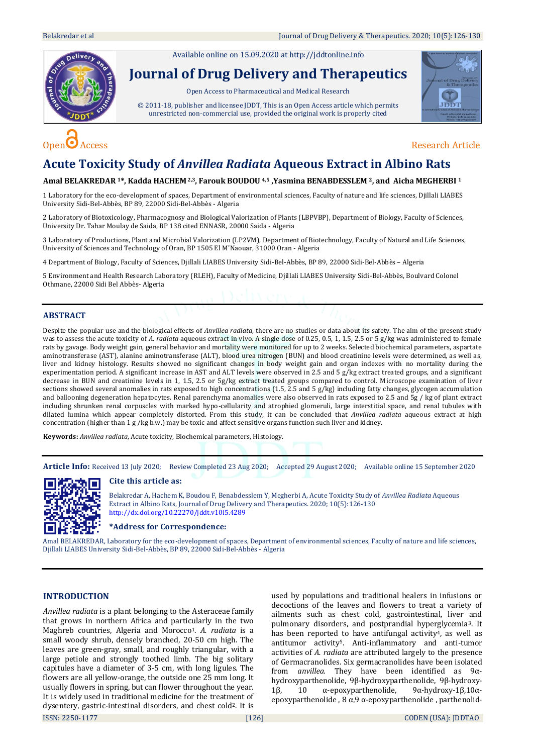Available online on 15.09.2020 at http://jddtonline.info

# Journal of Drug Delivery and Therapeutics

Open Access to Pharmaceutical and Medical Research

© 2011-18, publisher and licensee JDDT, This is an Open Access article which permits unrestricted non-commercial use, provided the original work is properly cited

Open Access — Research Article

# Acute Toxicity Study of *Anvillea Radiata* Aqueous Extract in Albino Rats

**Amal BELAKREDAR [1]*, Kadda HACHEM [2,3], Farouk BOUDOU [4,5], Yasmina BENABDESSLEM [2], and Aicha MEGHERBI [1]**

1 Laboratory for the eco-development of spaces, Department of environmental sciences, Faculty of nature and life sciences, Djillali LIABES University Sidi-Bel-Abbès, BP 89, 22000 Sidi-Bel-Abbès - Algeria

2 Laboratory of Biotoxicology, Pharmacognosy and Biological Valorization of Plants (LBPVBP), Department of Biology, Faculty of Sciences, University Dr. Tahar Moulay de Saida, BP 138 cited ENNASR, 20000 Saida - Algeria

3 Laboratory of Productions, Plant and Microbial Valorization (LP2VM), Department of Biotechnology, Faculty of Natural and Life Sciences, University of Sciences and Technology of Oran, BP 1505 El M'Naouar, 31000 Oran - Algeria

4 Department of Biology, Faculty of Sciences, Djillali LIABES University Sidi-Bel-Abbès, BP 89, 22000 Sidi-Bel-Abbès – Algeria

5 Environment and Health Research Laboratory (RLEH), Faculty of Medicine, Djillali LIABES University Sidi-Bel-Abbès, Boulvard Colonel Othmane, 22000 Sidi Bel Abbès- Algeria

## ABSTRACT

Despite the popular use and the biological effects of *Anvillea radiata*, there are no studies or data about its safety. The aim of the present study was to assess the acute toxicity of *A. radiata* aqueous extract in vivo. A single dose of 0.25, 0.5, 1, 1.5, 2.5 or 5 g/kg was administered to female rats by gavage. Body weight gain, general behavior and mortality were monitored for up to 2 weeks. Selected biochemical parameters, aspartate aminotransferase (AST), alanine aminotransferase (ALT), blood urea nitrogen (BUN) and blood creatinine levels were determined, as well as, liver and kidney histology. Results showed no significant changes in body weight gain and organ indexes with no mortality during the experimentation period. A significant increase in AST and ALT levels were observed in 2.5 and 5 g/kg extract treated groups, and a significant decrease in BUN and creatinine levels in 1, 1.5, 2.5 or 5g/kg extract treated groups compared to control. Microscope examination of liver sections showed several anomalies in rats exposed to high concentrations (1.5, 2.5 and 5 g/kg) including fatty changes, glycogen accumulation and ballooning degeneration hepatocytes. Renal parenchyma anomalies were also observed in rats exposed to 2.5 and 5g / kg of plant extract including shrunken renal corpuscles with marked hypo-cellularity and atrophied glomeruli, large interstitial space, and renal tubules with dilated lumina which appear completely distorted. From this study, it can be concluded that *Anvillea radiata* aqueous extract at high concentration (higher than 1 g /kg b.w.) may be toxic and affect sensitive organs function such liver and kidney.

**Keywords:** *Anvillea radiata*, Acute toxicity, Biochemical parameters, Histology.

**Article Info:** Received 13 July 2020; Review Completed 23 Aug 2020; Accepted 29 August 2020; Available online 15 September 2020

**Cite this article as:**

Belakredar A, Hachem K, Boudou F, Benabdesslem Y, Megherbi A, Acute Toxicity Study of *Anvillea Radiata* Aqueous Extract in Albino Rats, Journal of Drug Delivery and Therapeutics. 2020; 10(5):126-130 http://dx.doi.org/10.22270/jddt.v10i5.4289

**\*Address for Correspondence:**

Amal BELAKREDAR, Laboratory for the eco-development of spaces, Department of environmental sciences, Faculty of nature and life sciences, Djillali LIABES University Sidi-Bel-Abbès, BP 89, 22000 Sidi-Bel-Abbès - Algeria

## INTRODUCTION

*Anvillea radiata* is a plant belonging to the Asteraceae family that grows in northern Africa and particularly in the two Maghreb countries, Algeria and Morocco[1]. *A. radiata* is a small woody shrub, densely branched, 20-50 cm high. The leaves are green-gray, small, and roughly triangular, with a large petiole and strongly toothed limb. The big solitary capitules have a diameter of 3-5 cm, with long ligules. The flowers are all yellow-orange, the outside one 25 mm long. It usually flowers in spring, but can flower throughout the year. It is widely used in traditional medicine for the treatment of dysentery, gastric-intestinal disorders, and chest cold[2]. It is used by populations and traditional healers in infusions or decoctions of the leaves and flowers to treat a variety of ailments such as chest cold, gastrointestinal, liver and pulmonary disorders, and postprandial hyperglycemia[3]. It has been reported to have antifungal activity[4], as well as antitumor activity[5]. Anti-inflammatory and anti-tumor activities of *A. radiata* are attributed largely to the presence of Germacranolides. Six germacranolides have been isolated from *anvillea.* They have been identified as 9α-hydroxyparthenolide, 9β-hydroxyparthenolide, 9β-hydroxy-1β, 10 α-epoxyparthenolide, 9α-hydroxy-1β,10α-epoxyparthenolide , 8 α,9 α-epoxyparthenolide , parthenolid-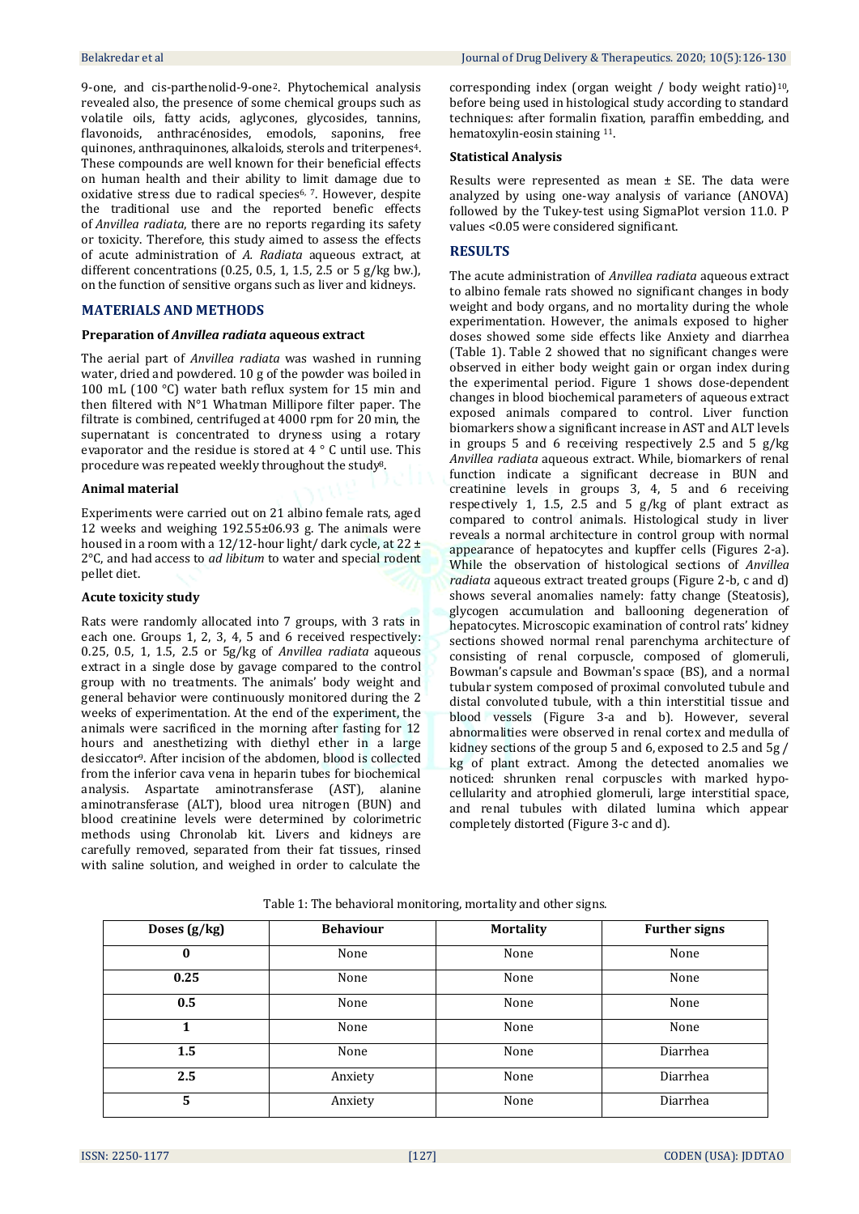9-one, and cis-parthenolid-9-one[2]. Phytochemical analysis revealed also, the presence of some chemical groups such as volatile oils, fatty acids, aglycones, glycosides, tannins, flavonoids, anthracénosides, emodols, saponins, free quinones, anthraquinones, alkaloids, sterols and triterpenes[4]. These compounds are well known for their beneficial effects on human health and their ability to limit damage due to oxidative stress due to radical species[6, 7]. However, despite the traditional use and the reported benefic effects of *Anvillea radiata*, there are no reports regarding its safety or toxicity. Therefore, this study aimed to assess the effects of acute administration of *A. Radiata* aqueous extract, at different concentrations (0.25, 0.5, 1, 1.5, 2.5 or 5 g/kg bw.), on the function of sensitive organs such as liver and kidneys.

## MATERIALS AND METHODS

### Preparation of *Anvillea radiata* aqueous extract

The aerial part of *Anvillea radiata* was washed in running water, dried and powdered. 10 g of the powder was boiled in 100 mL (100 °C) water bath reflux system for 15 min and then filtered with N°1 Whatman Millipore filter paper. The filtrate is combined, centrifuged at 4000 rpm for 20 min, the supernatant is concentrated to dryness using a rotary evaporator and the residue is stored at 4 ° C until use. This procedure was repeated weekly throughout the study[8].

### Animal material

Experiments were carried out on 21 albino female rats, aged 12 weeks and weighing 192.55±06.93 g. The animals were housed in a room with a 12/12-hour light/ dark cycle, at 22 ± 2°C, and had access to *ad libitum* to water and special rodent pellet diet.

### Acute toxicity study

Rats were randomly allocated into 7 groups, with 3 rats in each one. Groups 1, 2, 3, 4, 5 and 6 received respectively: 0.25, 0.5, 1, 1.5, 2.5 or 5g/kg of *Anvillea radiata* aqueous extract in a single dose by gavage compared to the control group with no treatments. The animals' body weight and general behavior were continuously monitored during the 2 weeks of experimentation. At the end of the experiment, the animals were sacrificed in the morning after fasting for 12 hours and anesthetizing with diethyl ether in a large desiccator[9]. After incision of the abdomen, blood is collected from the inferior cava vena in heparin tubes for biochemical analysis. Aspartate aminotransferase (AST), alanine aminotransferase (ALT), blood urea nitrogen (BUN) and blood creatinine levels were determined by colorimetric methods using Chronolab kit. Livers and kidneys are carefully removed, separated from their fat tissues, rinsed with saline solution, and weighed in order to calculate the corresponding index (organ weight / body weight ratio)[10], before being used in histological study according to standard techniques: after formalin fixation, paraffin embedding, and hematoxylin-eosin staining [11].

### Statistical Analysis

Results were represented as mean ± SE. The data were analyzed by using one-way analysis of variance (ANOVA) followed by the Tukey-test using SigmaPlot version 11.0. P values <0.05 were considered significant.

## RESULTS

The acute administration of *Anvillea radiata* aqueous extract to albino female rats showed no significant changes in body weight and body organs, and no mortality during the whole experimentation. However, the animals exposed to higher doses showed some side effects like Anxiety and diarrhea (Table 1). Table 2 showed that no significant changes were observed in either body weight gain or organ index during the experimental period. Figure 1 shows dose-dependent changes in blood biochemical parameters of aqueous extract exposed animals compared to control. Liver function biomarkers show a significant increase in AST and ALT levels in groups 5 and 6 receiving respectively 2.5 and 5 g/kg *Anvillea radiata* aqueous extract. While, biomarkers of renal function indicate a significant decrease in BUN and creatinine levels in groups 3, 4, 5 and 6 receiving respectively 1, 1.5, 2.5 and 5 g/kg of plant extract as compared to control animals. Histological study in liver reveals a normal architecture in control group with normal appearance of hepatocytes and kupffer cells (Figures 2-a). While the observation of histological sections of *Anvillea radiata* aqueous extract treated groups (Figure 2-b, c and d) shows several anomalies namely: fatty change (Steatosis), glycogen accumulation and ballooning degeneration of hepatocytes. Microscopic examination of control rats' kidney sections showed normal renal parenchyma architecture of consisting of renal corpuscle, composed of glomeruli, Bowman's capsule and Bowman's space (BS), and a normal tubular system composed of proximal convoluted tubule and distal convoluted tubule, with a thin interstitial tissue and blood vessels (Figure 3-a and b). However, several abnormalities were observed in renal cortex and medulla of kidney sections of the group 5 and 6, exposed to 2.5 and 5g / kg of plant extract. Among the detected anomalies we noticed: shrunken renal corpuscles with marked hypo-cellularity and atrophied glomeruli, large interstitial space, and renal tubules with dilated lumina which appear completely distorted (Figure 3-c and d).

Table 1: The behavioral monitoring, mortality and other signs.

| Doses (g/kg) | Behaviour | Mortality | Further signs |
|---|---|---|---|
| **0** | None | None | None |
| **0.25** | None | None | None |
| **0.5** | None | None | None |
| **1** | None | None | None |
| **1.5** | None | None | Diarrhea |
| **2.5** | Anxiety | None | Diarrhea |
| **5** | Anxiety | None | Diarrhea |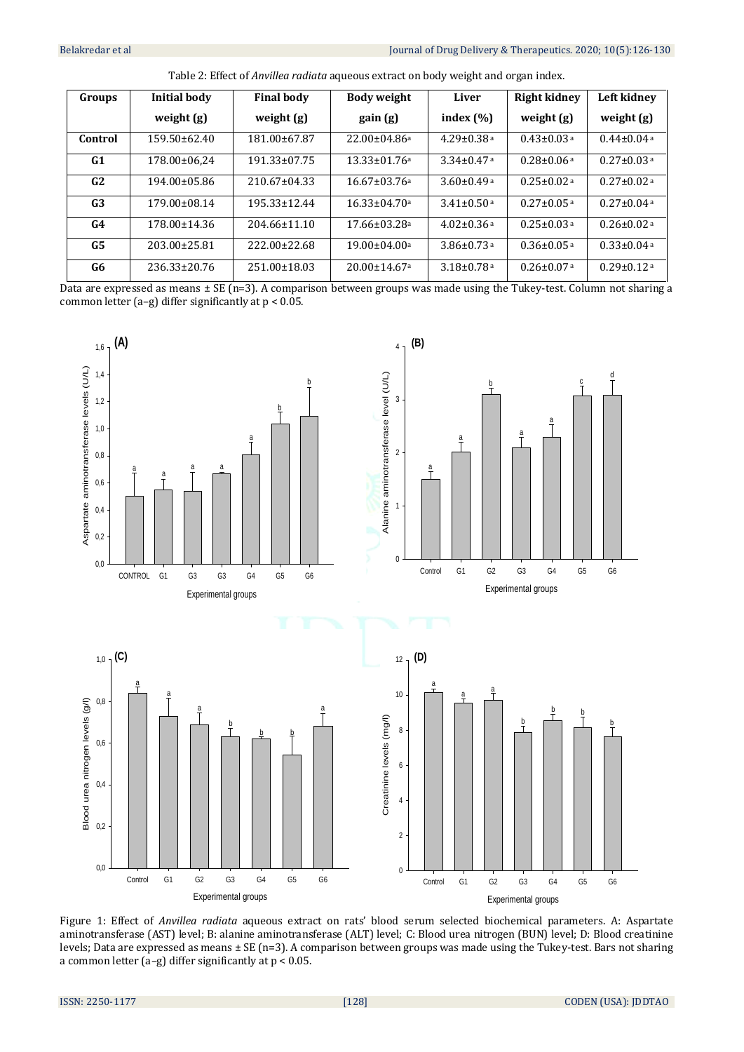Table 2: Effect of *Anvillea radiata* aqueous extract on body weight and organ index.

| Groups | Initial body weight (g) | Final body weight (g) | Body weight gain (g) | Liver index (%) | Right kidney weight (g) | Left kidney weight (g) |
|---|---|---|---|---|---|---|
| **Control** | 159.50±62.40 | 181.00±67.87 | 22.00±04.86[a] | 4.29±0.38[a] | 0.43±0.03[a] | 0.44±0.04[a] |
| **G1** | 178.00±06,24 | 191.33±07.75 | 13.33±01.76[a] | 3.34±0.47[a] | 0.28±0.06[a] | 0.27±0.03[a] |
| **G2** | 194.00±05.86 | 210.67±04.33 | 16.67±03.76[a] | 3.60±0.49[a] | 0.25±0.02[a] | 0.27±0.02[a] |
| **G3** | 179.00±08.14 | 195.33±12.44 | 16.33±04.70[a] | 3.41±0.50[a] | 0.27±0.05[a] | 0.27±0.04[a] |
| **G4** | 178.00±14.36 | 204.66±11.10 | 17.66±03.28[a] | 4.02±0.36[a] | 0.25±0.03[a] | 0.26±0.02[a] |
| **G5** | 203.00±25.81 | 222.00±22.68 | 19.00±04.00[a] | 3.86±0.73[a] | 0.36±0.05[a] | 0.33±0.04[a] |
| **G6** | 236.33±20.76 | 251.00±18.03 | 20.00±14.67[a] | 3.18±0.78[a] | 0.26±0.07[a] | 0.29±0.12[a] |

Data are expressed as means ± SE (n=3). A comparison between groups was made using the Tukey-test. Column not sharing a common letter (a–g) differ significantly at p < 0.05.

Figure 1: Effect of *Anvillea radiata* aqueous extract on rats' blood serum selected biochemical parameters. A: Aspartate aminotransferase (AST) level; B: alanine aminotransferase (ALT) level; C: Blood urea nitrogen (BUN) level; D: Blood creatinine levels; Data are expressed as means ± SE (n=3). A comparison between groups was made using the Tukey-test. Bars not sharing a common letter (a–g) differ significantly at p < 0.05.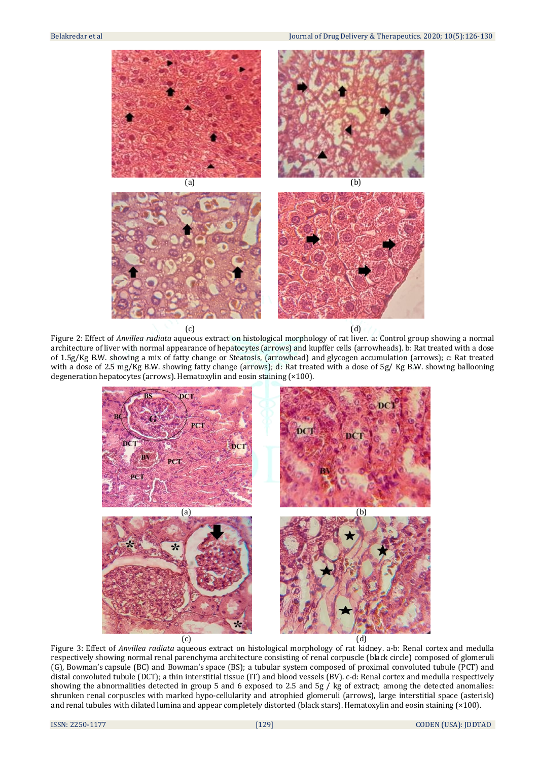(a) (b)

(c) (d)

Figure 2: Effect of *Anvillea radiata* aqueous extract on histological morphology of rat liver. a: Control group showing a normal architecture of liver with normal appearance of hepatocytes (arrows) and kupffer cells (arrowheads). b: Rat treated with a dose of 1.5g/Kg B.W. showing a mix of fatty change or Steatosis, (arrowhead) and glycogen accumulation (arrows); c: Rat treated with a dose of 2.5 mg/Kg B.W. showing fatty change (arrows); d: Rat treated with a dose of 5g/ Kg B.W. showing ballooning degeneration hepatocytes (arrows). Hematoxylin and eosin staining (×100).

(a) (b)

(c) (d)

Figure 3: Effect of *Anvillea radiata* aqueous extract on histological morphology of rat kidney. a-b: Renal cortex and medulla respectively showing normal renal parenchyma architecture consisting of renal corpuscle (black circle) composed of glomeruli (G), Bowman's capsule (BC) and Bowman's space (BS); a tubular system composed of proximal convoluted tubule (PCT) and distal convoluted tubule (DCT); a thin interstitial tissue (IT) and blood vessels (BV). c-d: Renal cortex and medulla respectively showing the abnormalities detected in group 5 and 6 exposed to 2.5 and 5g / kg of extract; among the detected anomalies: shrunken renal corpuscles with marked hypo-cellularity and atrophied glomeruli (arrows), large interstitial space (asterisk) and renal tubules with dilated lumina and appear completely distorted (black stars). Hematoxylin and eosin staining (×100).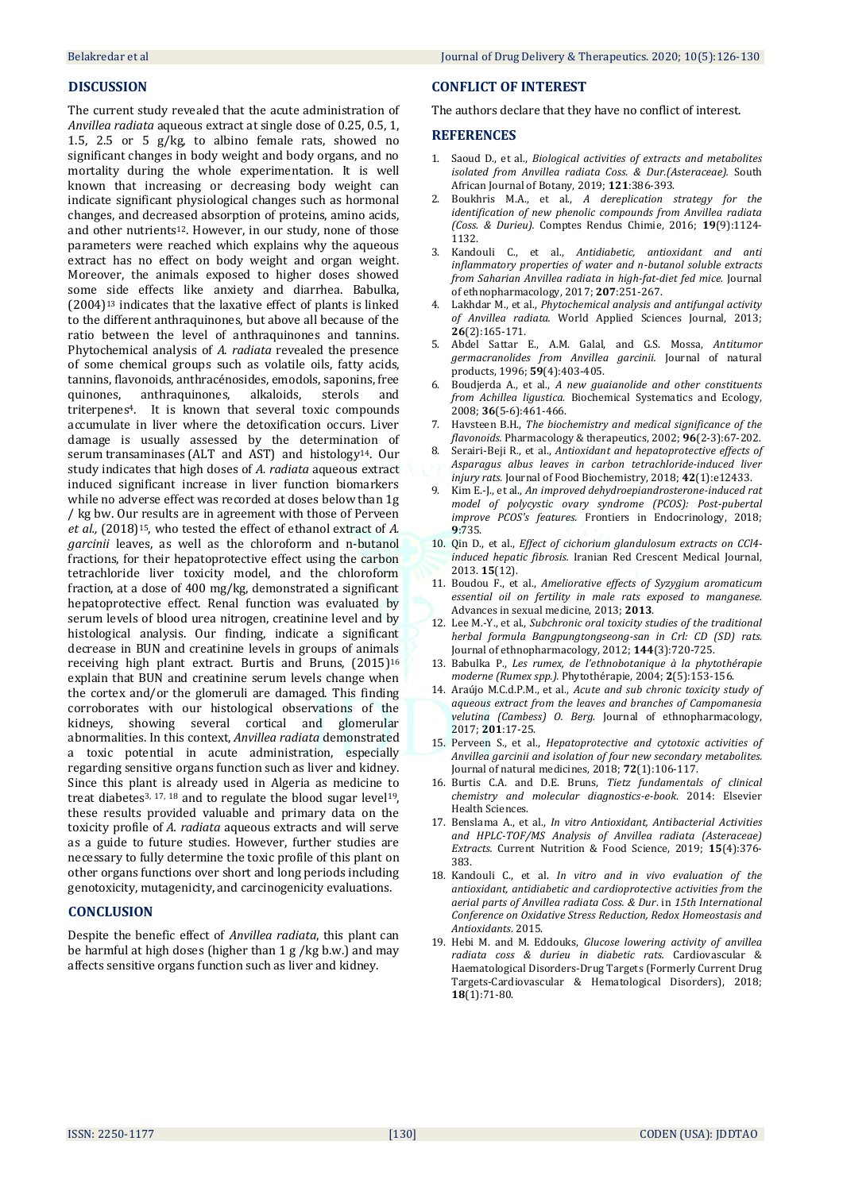## DISCUSSION

The current study revealed that the acute administration of *Anvillea radiata* aqueous extract at single dose of 0.25, 0.5, 1, 1.5, 2.5 or 5 g/kg, to albino female rats, showed no significant changes in body weight and body organs, and no mortality during the whole experimentation. It is well known that increasing or decreasing body weight can indicate significant physiological changes such as hormonal changes, and decreased absorption of proteins, amino acids, and other nutrients[12]. However, in our study, none of those parameters were reached which explains why the aqueous extract has no effect on body weight and organ weight. Moreover, the animals exposed to higher doses showed some side effects like anxiety and diarrhea. Babulka, (2004)[13] indicates that the laxative effect of plants is linked to the different anthraquinones, but above all because of the ratio between the level of anthraquinones and tannins. Phytochemical analysis of *A. radiata* revealed the presence of some chemical groups such as volatile oils, fatty acids, tannins, flavonoids, anthracénosides, emodols, saponins, free quinones, anthraquinones, alkaloids, sterols and triterpenes[4]. It is known that several toxic compounds accumulate in liver where the detoxification occurs. Liver damage is usually assessed by the determination of serum transaminases (ALT and AST) and histology[14]. Our study indicates that high doses of *A. radiata* aqueous extract induced significant increase in liver function biomarkers while no adverse effect was recorded at doses below than 1g / kg bw. Our results are in agreement with those of Perveen *et al.,* (2018)[15], who tested the effect of ethanol extract of *A. garcinii* leaves, as well as the chloroform and n-butanol fractions, for their hepatoprotective effect using the carbon tetrachloride liver toxicity model, and the chloroform fraction, at a dose of 400 mg/kg, demonstrated a significant hepatoprotective effect. Renal function was evaluated by serum levels of blood urea nitrogen, creatinine level and by histological analysis. Our finding, indicate a significant decrease in BUN and creatinine levels in groups of animals receiving high plant extract. Burtis and Bruns, (2015)[16] explain that BUN and creatinine serum levels change when the cortex and/or the glomeruli are damaged. This finding corroborates with our histological observations of the kidneys, showing several cortical and glomerular abnormalities. In this context, *Anvillea radiata* demonstrated a toxic potential in acute administration, especially regarding sensitive organs function such as liver and kidney. Since this plant is already used in Algeria as medicine to treat diabetes[3, 17, 18] and to regulate the blood sugar level[19], these results provided valuable and primary data on the toxicity profile of *A. radiata* aqueous extracts and will serve as a guide to future studies. However, further studies are necessary to fully determine the toxic profile of this plant on other organs functions over short and long periods including genotoxicity, mutagenicity, and carcinogenicity evaluations.

## CONCLUSION

Despite the benefic effect of *Anvillea radiata*, this plant can be harmful at high doses (higher than 1 g /kg b.w.) and may affects sensitive organs function such as liver and kidney.

## CONFLICT OF INTEREST

The authors declare that they have no conflict of interest.

## REFERENCES

1. Saoud D., et al., *Biological activities of extracts and metabolites isolated from Anvillea radiata Coss. & Dur.(Asteraceae).* South African Journal of Botany, 2019; **121**:386-393.
2. Boukhris M.A., et al., *A dereplication strategy for the identification of new phenolic compounds from Anvillea radiata (Coss. & Durieu).* Comptes Rendus Chimie, 2016; **19**(9):1124-1132.
3. Kandouli C., et al., *Antidiabetic, antioxidant and anti inflammatory properties of water and n-butanol soluble extracts from Saharian Anvillea radiata in high-fat-diet fed mice.* Journal of ethnopharmacology, 2017; **207**:251-267.
4. Lakhdar M., et al., *Phytochemical analysis and antifungal activity of Anvillea radiata.* World Applied Sciences Journal, 2013; **26**(2):165-171.
5. Abdel Sattar E., A.M. Galal, and G.S. Mossa, *Antitumor germacranolides from Anvillea garcinii.* Journal of natural products, 1996; **59**(4):403-405.
6. Boudjerda A., et al., *A new guaianolide and other constituents from Achillea ligustica.* Biochemical Systematics and Ecology, 2008; **36**(5-6):461-466.
7. Havsteen B.H., *The biochemistry and medical significance of the flavonoids.* Pharmacology & therapeutics, 2002; **96**(2-3):67-202.
8. Serairi-Beji R., et al., *Antioxidant and hepatoprotective effects of Asparagus albus leaves in carbon tetrachloride-induced liver injury rats.* Journal of Food Biochemistry, 2018; **42**(1):e12433.
9. Kim E.-J., et al., *An improved dehydroepiandrosterone-induced rat model of polycystic ovary syndrome (PCOS): Post-pubertal improve PCOS's features.* Frontiers in Endocrinology, 2018; **9**:735.
10. Qin D., et al., *Effect of cichorium glandulosum extracts on CCl4-induced hepatic fibrosis.* Iranian Red Crescent Medical Journal, 2013. **15**(12).
11. Boudou F., et al., *Ameliorative effects of Syzygium aromaticum essential oil on fertility in male rats exposed to manganese.* Advances in sexual medicine, 2013; **2013**.
12. Lee M.-Y., et al., *Subchronic oral toxicity studies of the traditional herbal formula Bangpungtongseong-san in Crl: CD (SD) rats.* Journal of ethnopharmacology, 2012; **144**(3):720-725.
13. Babulka P., *Les rumex, de l'ethnobotanique à la phytothérapie moderne (Rumex spp.).* Phytothérapie, 2004; **2**(5):153-156.
14. Araújo M.C.d.P.M., et al., *Acute and sub chronic toxicity study of aqueous extract from the leaves and branches of Campomanesia velutina (Cambess) O. Berg.* Journal of ethnopharmacology, 2017; **201**:17-25.
15. Perveen S., et al., *Hepatoprotective and cytotoxic activities of Anvillea garcinii and isolation of four new secondary metabolites.* Journal of natural medicines, 2018; **72**(1):106-117.
16. Burtis C.A. and D.E. Bruns, *Tietz fundamentals of clinical chemistry and molecular diagnostics-e-book.* 2014: Elsevier Health Sciences.
17. Benslama A., et al., *In vitro Antioxidant, Antibacterial Activities and HPLC-TOF/MS Analysis of Anvillea radiata (Asteraceae) Extracts.* Current Nutrition & Food Science, 2019; **15**(4):376-383.
18. Kandouli C., et al. *In vitro and in vivo evaluation of the antioxidant, antidiabetic and cardioprotective activities from the aerial parts of Anvillea radiata Coss. & Dur.* in *15th International Conference on Oxidative Stress Reduction, Redox Homeostasis and Antioxidants*. 2015.
19. Hebi M. and M. Eddouks, *Glucose lowering activity of anvillea radiata coss & durieu in diabetic rats.* Cardiovascular & Haematological Disorders-Drug Targets (Formerly Current Drug Targets-Cardiovascular & Hematological Disorders), 2018; **18**(1):71-80.